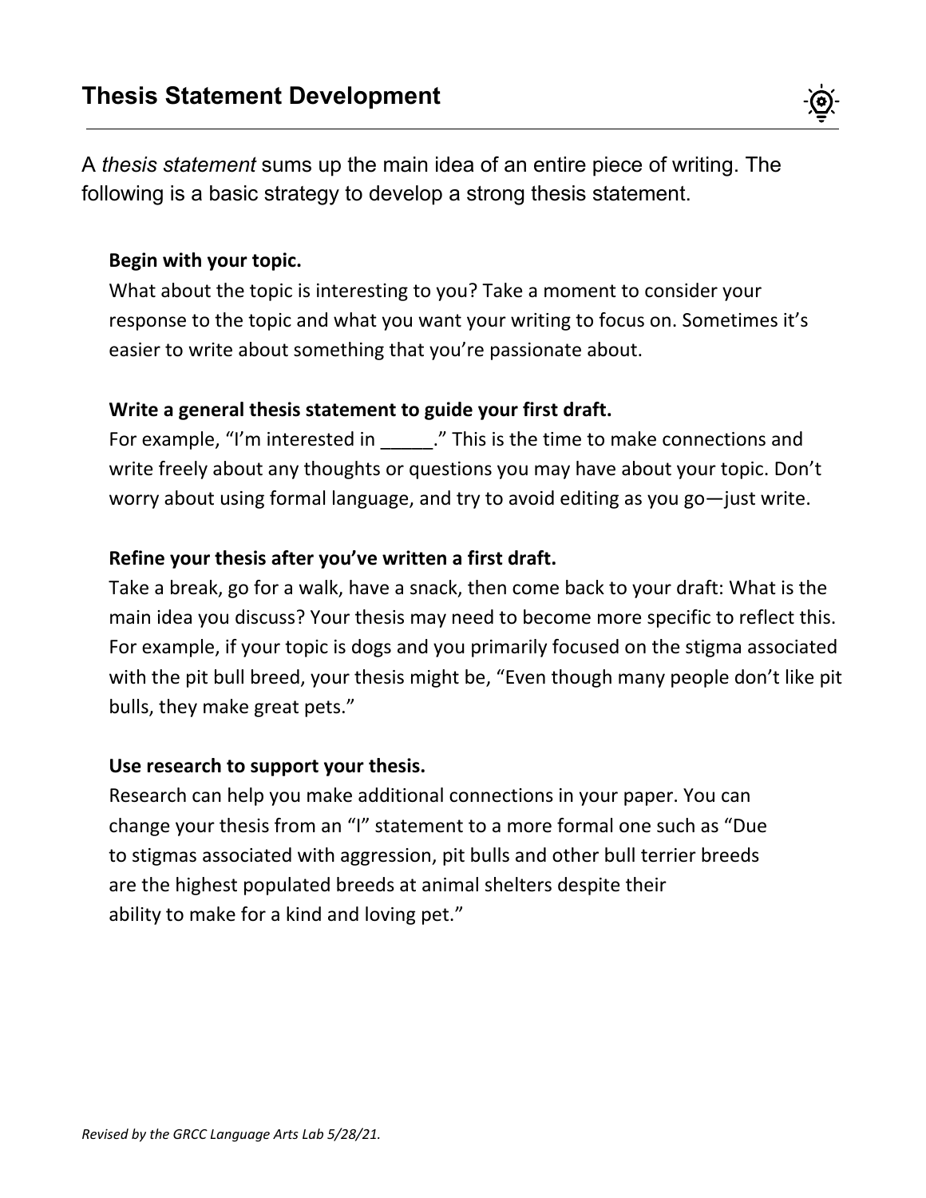# Thesis Statement Development

A *thesis statement* sums up the main idea of an entire piece of writing. The following is a basic strategy to develop a strong thesis statement.

**Begin with your topic.**
What about the topic is interesting to you? Take a moment to consider your response to the topic and what you want your writing to focus on. Sometimes it's easier to write about something that you're passionate about.

**Write a general thesis statement to guide your first draft.**
For example, "I'm interested in _____." This is the time to make connections and write freely about any thoughts or questions you may have about your topic. Don't worry about using formal language, and try to avoid editing as you go—just write.

**Refine your thesis after you've written a first draft.**
Take a break, go for a walk, have a snack, then come back to your draft: What is the main idea you discuss? Your thesis may need to become more specific to reflect this. For example, if your topic is dogs and you primarily focused on the stigma associated with the pit bull breed, your thesis might be, "Even though many people don't like pit bulls, they make great pets."

**Use research to support your thesis.**
Research can help you make additional connections in your paper. You can change your thesis from an "I" statement to a more formal one such as "Due to stigmas associated with aggression, pit bulls and other bull terrier breeds are the highest populated breeds at animal shelters despite their ability to make for a kind and loving pet."

*Revised by the GRCC Language Arts Lab 5/28/21.*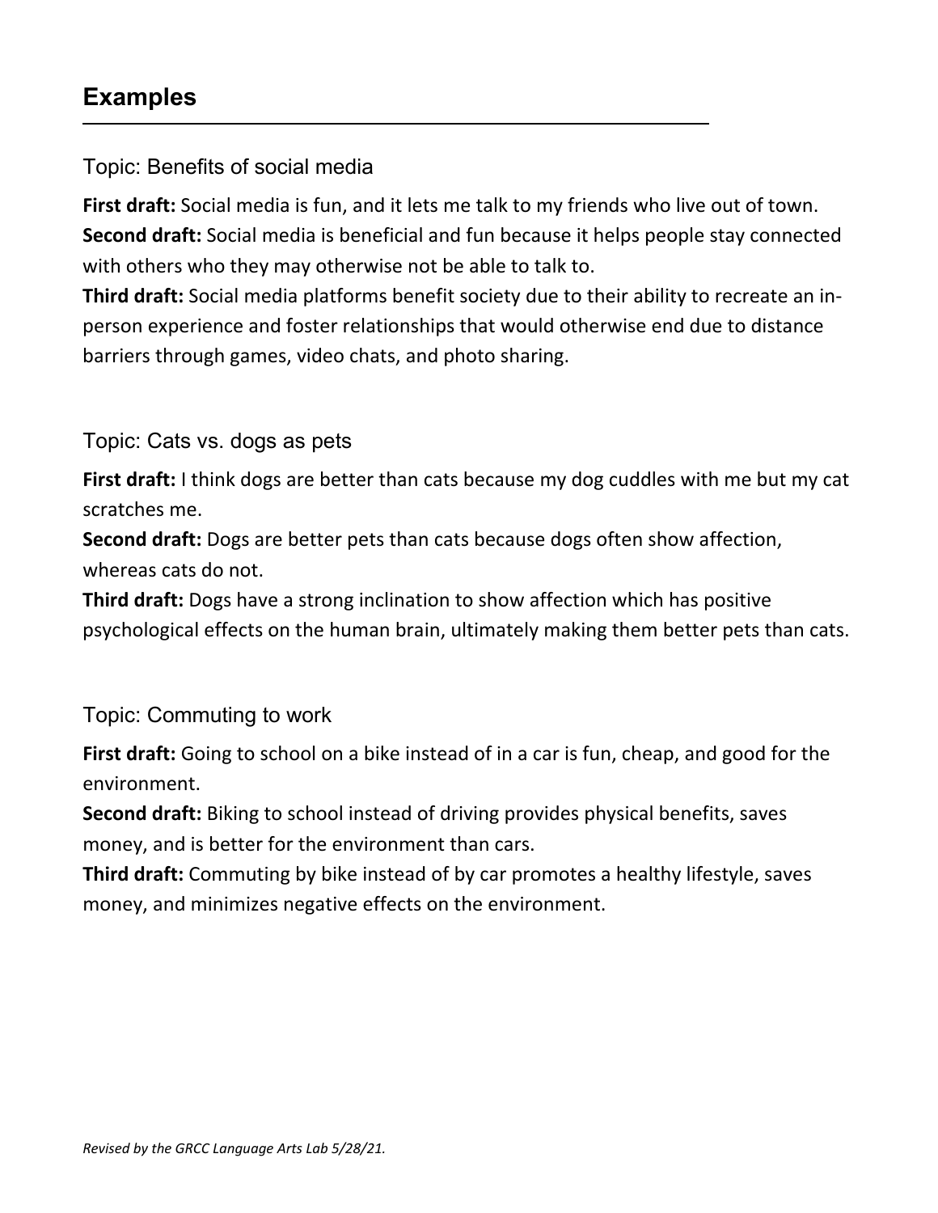## Examples

Topic: Benefits of social media

**First draft:** Social media is fun, and it lets me talk to my friends who live out of town.
**Second draft:** Social media is beneficial and fun because it helps people stay connected with others who they may otherwise not be able to talk to.
**Third draft:** Social media platforms benefit society due to their ability to recreate an in-person experience and foster relationships that would otherwise end due to distance barriers through games, video chats, and photo sharing.

Topic: Cats vs. dogs as pets

**First draft:** I think dogs are better than cats because my dog cuddles with me but my cat scratches me.
**Second draft:** Dogs are better pets than cats because dogs often show affection, whereas cats do not.
**Third draft:** Dogs have a strong inclination to show affection which has positive psychological effects on the human brain, ultimately making them better pets than cats.

Topic: Commuting to work

**First draft:** Going to school on a bike instead of in a car is fun, cheap, and good for the environment.
**Second draft:** Biking to school instead of driving provides physical benefits, saves money, and is better for the environment than cars.
**Third draft:** Commuting by bike instead of by car promotes a healthy lifestyle, saves money, and minimizes negative effects on the environment.

*Revised by the GRCC Language Arts Lab 5/28/21.*